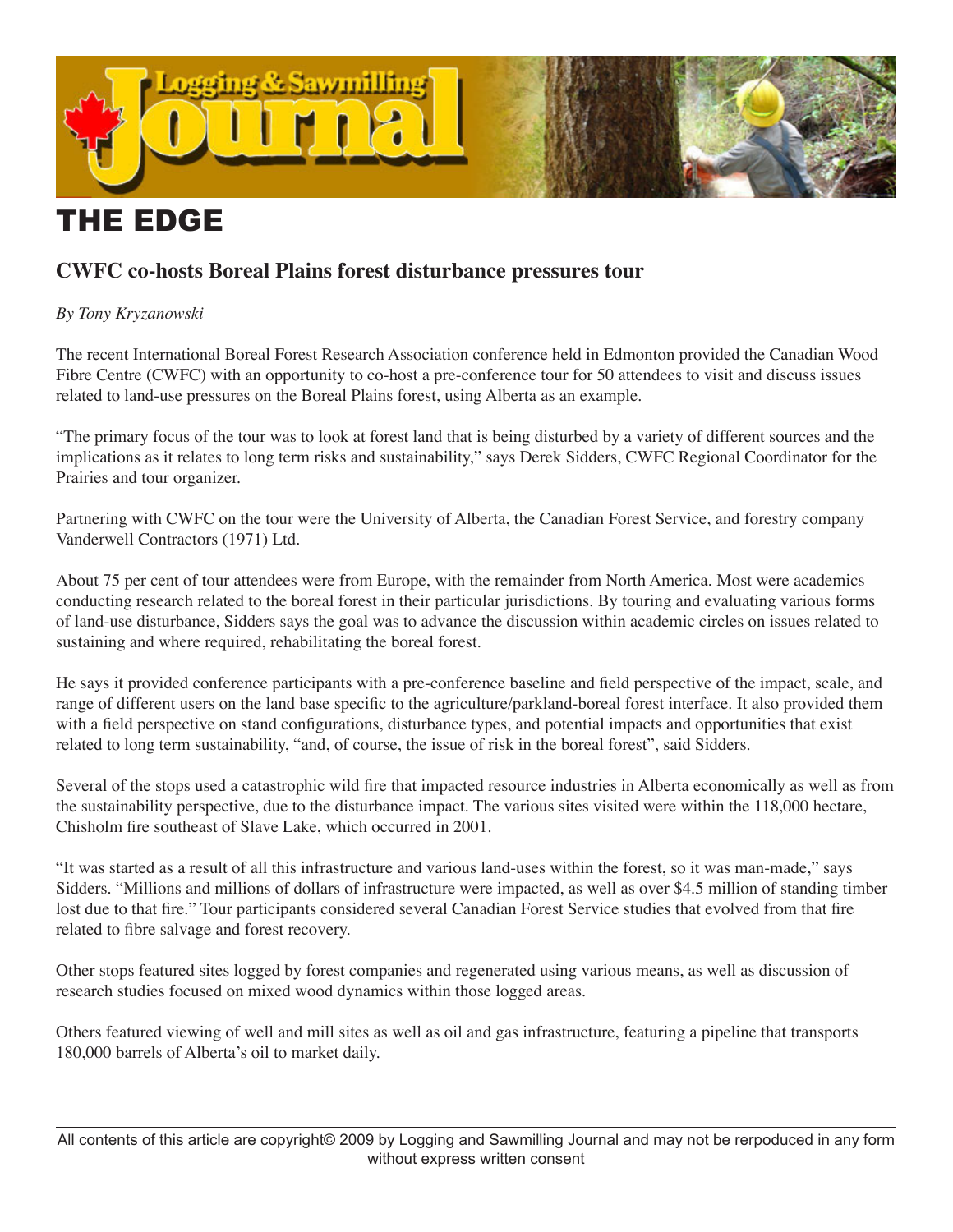# THE EDGE

## CWFC co-hosts Boreal Plains forest disturbance pressures tour

*By Tony Kryzanowski*

The recent International Boreal Forest Research Association conference held in Edmonton provided the Canadian Wood Fibre Centre (CWFC) with an opportunity to co-host a pre-conference tour for 50 attendees to visit and discuss issues related to land-use pressures on the Boreal Plains forest, using Alberta as an example.

"The primary focus of the tour was to look at forest land that is being disturbed by a variety of different sources and the implications as it relates to long term risks and sustainability," says Derek Sidders, CWFC Regional Coordinator for the Prairies and tour organizer.

Partnering with CWFC on the tour were the University of Alberta, the Canadian Forest Service, and forestry company Vanderwell Contractors (1971) Ltd.

About 75 per cent of tour attendees were from Europe, with the remainder from North America. Most were academics conducting research related to the boreal forest in their particular jurisdictions. By touring and evaluating various forms of land-use disturbance, Sidders says the goal was to advance the discussion within academic circles on issues related to sustaining and where required, rehabilitating the boreal forest.

He says it provided conference participants with a pre-conference baseline and field perspective of the impact, scale, and range of different users on the land base specific to the agriculture/parkland-boreal forest interface. It also provided them with a field perspective on stand configurations, disturbance types, and potential impacts and opportunities that exist related to long term sustainability, "and, of course, the issue of risk in the boreal forest", said Sidders.

Several of the stops used a catastrophic wild fire that impacted resource industries in Alberta economically as well as from the sustainability perspective, due to the disturbance impact. The various sites visited were within the 118,000 hectare, Chisholm fire southeast of Slave Lake, which occurred in 2001.

"It was started as a result of all this infrastructure and various land-uses within the forest, so it was man-made," says Sidders. "Millions and millions of dollars of infrastructure were impacted, as well as over $4.5 million of standing timber lost due to that fire." Tour participants considered several Canadian Forest Service studies that evolved from that fire related to fibre salvage and forest recovery.

Other stops featured sites logged by forest companies and regenerated using various means, as well as discussion of research studies focused on mixed wood dynamics within those logged areas.

Others featured viewing of well and mill sites as well as oil and gas infrastructure, featuring a pipeline that transports 180,000 barrels of Alberta's oil to market daily.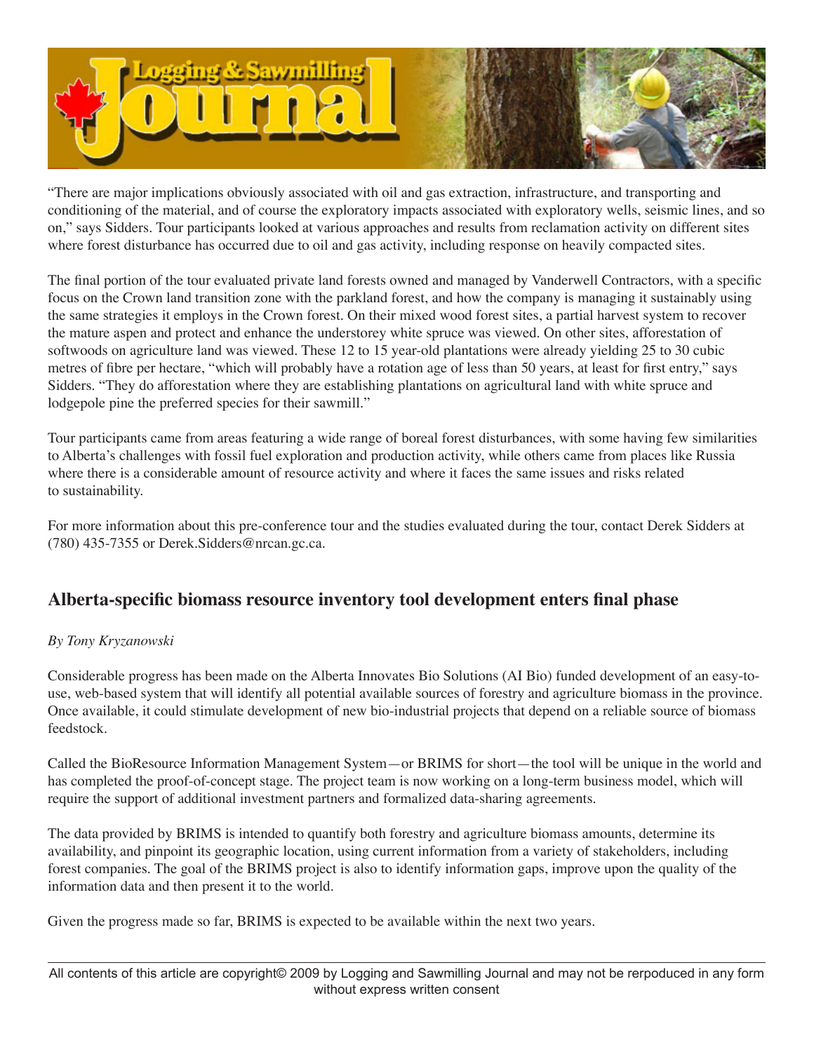"There are major implications obviously associated with oil and gas extraction, infrastructure, and transporting and conditioning of the material, and of course the exploratory impacts associated with exploratory wells, seismic lines, and so on," says Sidders. Tour participants looked at various approaches and results from reclamation activity on different sites where forest disturbance has occurred due to oil and gas activity, including response on heavily compacted sites.

The final portion of the tour evaluated private land forests owned and managed by Vanderwell Contractors, with a specific focus on the Crown land transition zone with the parkland forest, and how the company is managing it sustainably using the same strategies it employs in the Crown forest. On their mixed wood forest sites, a partial harvest system to recover the mature aspen and protect and enhance the understorey white spruce was viewed. On other sites, afforestation of softwoods on agriculture land was viewed. These 12 to 15 year-old plantations were already yielding 25 to 30 cubic metres of fibre per hectare, "which will probably have a rotation age of less than 50 years, at least for first entry," says Sidders. "They do afforestation where they are establishing plantations on agricultural land with white spruce and lodgepole pine the preferred species for their sawmill."

Tour participants came from areas featuring a wide range of boreal forest disturbances, with some having few similarities to Alberta's challenges with fossil fuel exploration and production activity, while others came from places like Russia where there is a considerable amount of resource activity and where it faces the same issues and risks related to sustainability.

For more information about this pre-conference tour and the studies evaluated during the tour, contact Derek Sidders at (780) 435-7355 or Derek.Sidders@nrcan.gc.ca.

## Alberta-specific biomass resource inventory tool development enters final phase

*By Tony Kryzanowski*

Considerable progress has been made on the Alberta Innovates Bio Solutions (AI Bio) funded development of an easy-to-use, web-based system that will identify all potential available sources of forestry and agriculture biomass in the province. Once available, it could stimulate development of new bio-industrial projects that depend on a reliable source of biomass feedstock.

Called the BioResource Information Management System—or BRIMS for short—the tool will be unique in the world and has completed the proof-of-concept stage. The project team is now working on a long-term business model, which will require the support of additional investment partners and formalized data-sharing agreements.

The data provided by BRIMS is intended to quantify both forestry and agriculture biomass amounts, determine its availability, and pinpoint its geographic location, using current information from a variety of stakeholders, including forest companies. The goal of the BRIMS project is also to identify information gaps, improve upon the quality of the information data and then present it to the world.

Given the progress made so far, BRIMS is expected to be available within the next two years.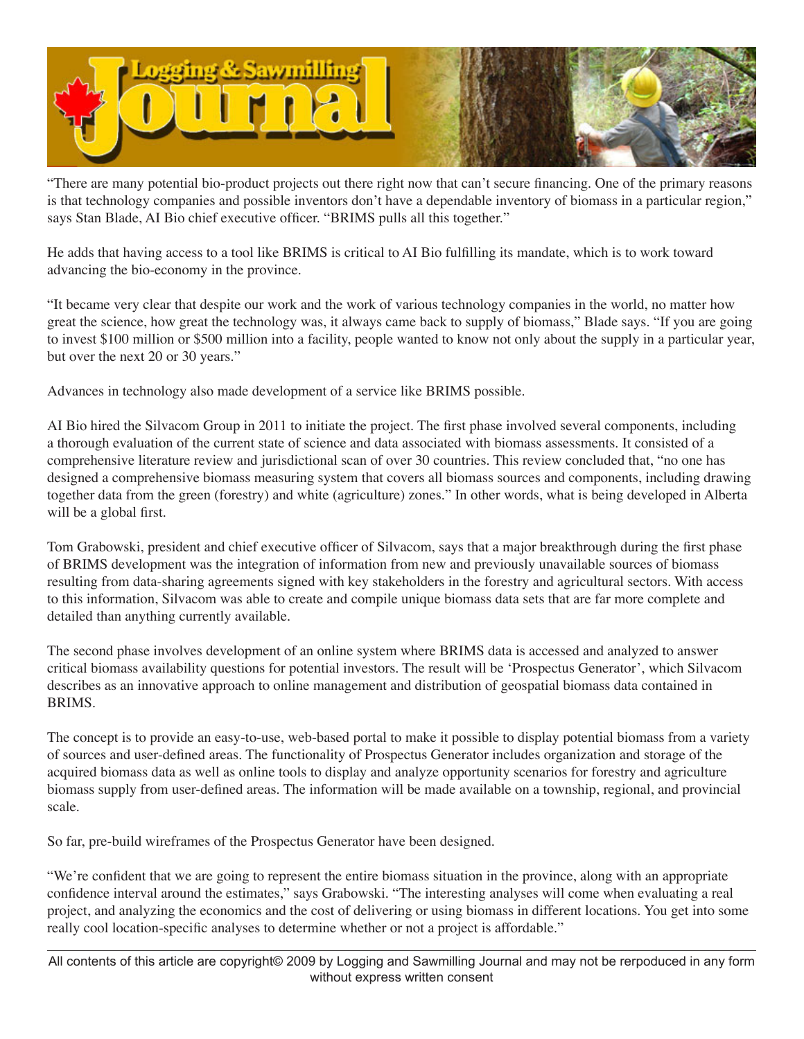"There are many potential bio-product projects out there right now that can't secure financing. One of the primary reasons is that technology companies and possible inventors don't have a dependable inventory of biomass in a particular region," says Stan Blade, AI Bio chief executive officer. "BRIMS pulls all this together."

He adds that having access to a tool like BRIMS is critical to AI Bio fulfilling its mandate, which is to work toward advancing the bio-economy in the province.

"It became very clear that despite our work and the work of various technology companies in the world, no matter how great the science, how great the technology was, it always came back to supply of biomass," Blade says. "If you are going to invest $100 million or $500 million into a facility, people wanted to know not only about the supply in a particular year, but over the next 20 or 30 years."

Advances in technology also made development of a service like BRIMS possible.

AI Bio hired the Silvacom Group in 2011 to initiate the project. The first phase involved several components, including a thorough evaluation of the current state of science and data associated with biomass assessments. It consisted of a comprehensive literature review and jurisdictional scan of over 30 countries. This review concluded that, "no one has designed a comprehensive biomass measuring system that covers all biomass sources and components, including drawing together data from the green (forestry) and white (agriculture) zones." In other words, what is being developed in Alberta will be a global first.

Tom Grabowski, president and chief executive officer of Silvacom, says that a major breakthrough during the first phase of BRIMS development was the integration of information from new and previously unavailable sources of biomass resulting from data-sharing agreements signed with key stakeholders in the forestry and agricultural sectors. With access to this information, Silvacom was able to create and compile unique biomass data sets that are far more complete and detailed than anything currently available.

The second phase involves development of an online system where BRIMS data is accessed and analyzed to answer critical biomass availability questions for potential investors. The result will be 'Prospectus Generator', which Silvacom describes as an innovative approach to online management and distribution of geospatial biomass data contained in BRIMS.

The concept is to provide an easy-to-use, web-based portal to make it possible to display potential biomass from a variety of sources and user-defined areas. The functionality of Prospectus Generator includes organization and storage of the acquired biomass data as well as online tools to display and analyze opportunity scenarios for forestry and agriculture biomass supply from user-defined areas. The information will be made available on a township, regional, and provincial scale.

So far, pre-build wireframes of the Prospectus Generator have been designed.

"We're confident that we are going to represent the entire biomass situation in the province, along with an appropriate confidence interval around the estimates," says Grabowski. "The interesting analyses will come when evaluating a real project, and analyzing the economics and the cost of delivering or using biomass in different locations. You get into some really cool location-specific analyses to determine whether or not a project is affordable."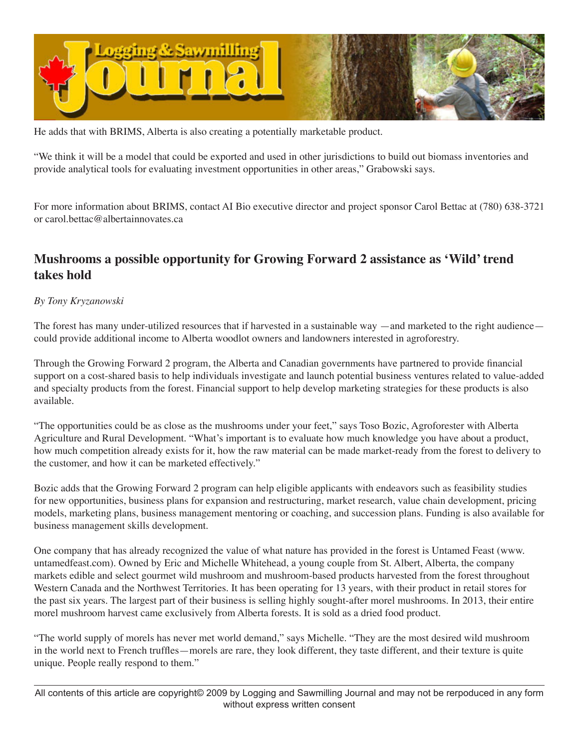He adds that with BRIMS, Alberta is also creating a potentially marketable product.

"We think it will be a model that could be exported and used in other jurisdictions to build out biomass inventories and provide analytical tools for evaluating investment opportunities in other areas," Grabowski says.

For more information about BRIMS, contact AI Bio executive director and project sponsor Carol Bettac at (780) 638-3721 or carol.bettac@albertainnovates.ca

## Mushrooms a possible opportunity for Growing Forward 2 assistance as 'Wild' trend takes hold

*By Tony Kryzanowski*

The forest has many under-utilized resources that if harvested in a sustainable way —and marketed to the right audience— could provide additional income to Alberta woodlot owners and landowners interested in agroforestry.

Through the Growing Forward 2 program, the Alberta and Canadian governments have partnered to provide financial support on a cost-shared basis to help individuals investigate and launch potential business ventures related to value-added and specialty products from the forest. Financial support to help develop marketing strategies for these products is also available.

"The opportunities could be as close as the mushrooms under your feet," says Toso Bozic, Agroforester with Alberta Agriculture and Rural Development. "What's important is to evaluate how much knowledge you have about a product, how much competition already exists for it, how the raw material can be made market-ready from the forest to delivery to the customer, and how it can be marketed effectively."

Bozic adds that the Growing Forward 2 program can help eligible applicants with endeavors such as feasibility studies for new opportunities, business plans for expansion and restructuring, market research, value chain development, pricing models, marketing plans, business management mentoring or coaching, and succession plans. Funding is also available for business management skills development.

One company that has already recognized the value of what nature has provided in the forest is Untamed Feast (www.untamedfeast.com). Owned by Eric and Michelle Whitehead, a young couple from St. Albert, Alberta, the company markets edible and select gourmet wild mushroom and mushroom-based products harvested from the forest throughout Western Canada and the Northwest Territories. It has been operating for 13 years, with their product in retail stores for the past six years. The largest part of their business is selling highly sought-after morel mushrooms. In 2013, their entire morel mushroom harvest came exclusively from Alberta forests. It is sold as a dried food product.

"The world supply of morels has never met world demand," says Michelle. "They are the most desired wild mushroom in the world next to French truffles—morels are rare, they look different, they taste different, and their texture is quite unique. People really respond to them."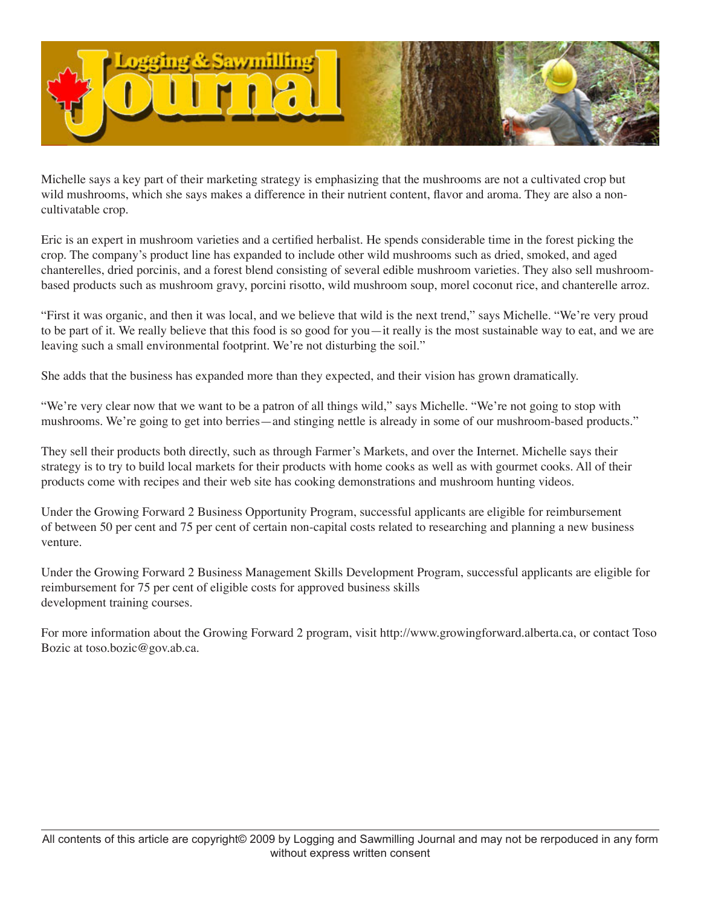Michelle says a key part of their marketing strategy is emphasizing that the mushrooms are not a cultivated crop but wild mushrooms, which she says makes a difference in their nutrient content, flavor and aroma. They are also a non-cultivatable crop.

Eric is an expert in mushroom varieties and a certified herbalist. He spends considerable time in the forest picking the crop. The company's product line has expanded to include other wild mushrooms such as dried, smoked, and aged chanterelles, dried porcinis, and a forest blend consisting of several edible mushroom varieties. They also sell mushroom-based products such as mushroom gravy, porcini risotto, wild mushroom soup, morel coconut rice, and chanterelle arroz.

"First it was organic, and then it was local, and we believe that wild is the next trend," says Michelle. "We're very proud to be part of it. We really believe that this food is so good for you—it really is the most sustainable way to eat, and we are leaving such a small environmental footprint. We're not disturbing the soil."

She adds that the business has expanded more than they expected, and their vision has grown dramatically.

"We're very clear now that we want to be a patron of all things wild," says Michelle. "We're not going to stop with mushrooms. We're going to get into berries—and stinging nettle is already in some of our mushroom-based products."

They sell their products both directly, such as through Farmer's Markets, and over the Internet. Michelle says their strategy is to try to build local markets for their products with home cooks as well as with gourmet cooks. All of their products come with recipes and their web site has cooking demonstrations and mushroom hunting videos.

Under the Growing Forward 2 Business Opportunity Program, successful applicants are eligible for reimbursement of between 50 per cent and 75 per cent of certain non-capital costs related to researching and planning a new business venture.

Under the Growing Forward 2 Business Management Skills Development Program, successful applicants are eligible for reimbursement for 75 per cent of eligible costs for approved business skills development training courses.

For more information about the Growing Forward 2 program, visit http://www.growingforward.alberta.ca, or contact Toso Bozic at toso.bozic@gov.ab.ca.